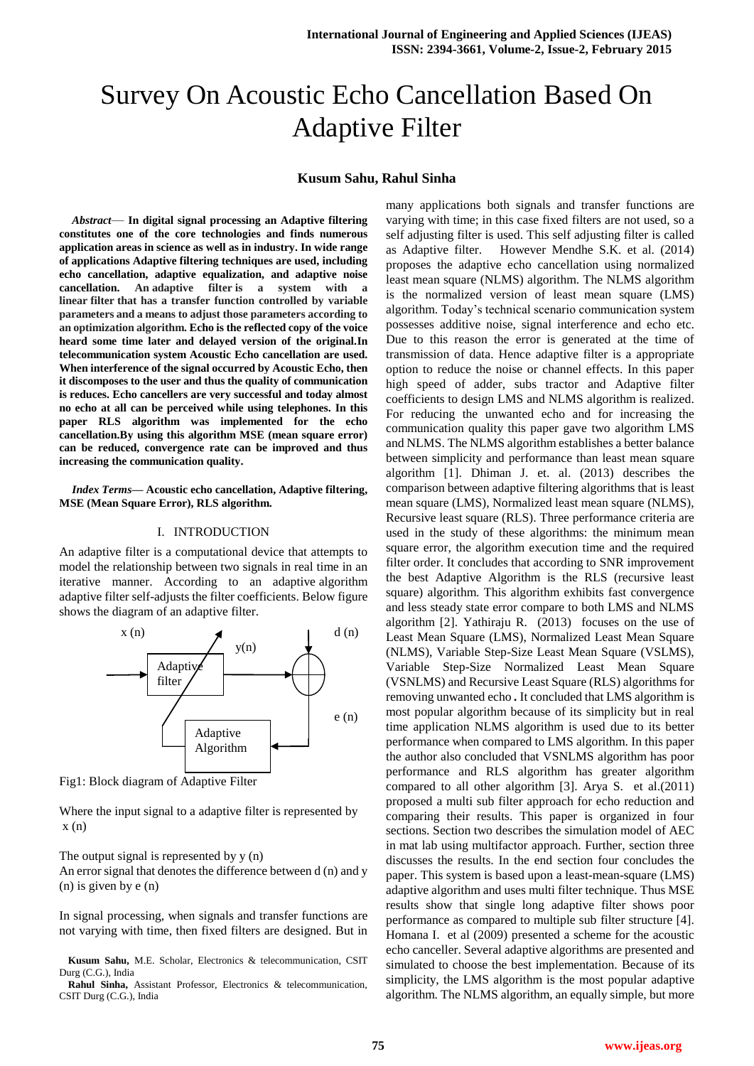# Survey On Acoustic Echo Cancellation Based On Adaptive Filter

### Kusum Sahu, Rahul Sinha

***Abstract*— In digital signal processing an Adaptive filtering constitutes one of the core technologies and finds numerous application areas in science as well as in industry. In wide range of applications Adaptive filtering techniques are used, including echo cancellation, adaptive equalization, and adaptive noise cancellation. An adaptive filter is a system with a linear filter that has a transfer function controlled by variable parameters and a means to adjust those parameters according to an optimization algorithm. Echo is the reflected copy of the voice heard some time later and delayed version of the original.In telecommunication system Acoustic Echo cancellation are used. When interference of the signal occurred by Acoustic Echo, then it discomposes to the user and thus the quality of communication is reduces. Echo cancellers are very successful and today almost no echo at all can be perceived while using telephones. In this paper RLS algorithm was implemented for the echo cancellation.By using this algorithm MSE (mean square error) can be reduced, convergence rate can be improved and thus increasing the communication quality.**

***Index Terms*— Acoustic echo cancellation, Adaptive filtering, MSE (Mean Square Error), RLS algorithm.**

## I. INTRODUCTION

An adaptive filter is a computational device that attempts to model the relationship between two signals in real time in an iterative manner. According to an adaptive algorithm adaptive filter self-adjusts the filter coefficients. Below figure shows the diagram of an adaptive filter.

Fig1: Block diagram of Adaptive Filter

Where the input signal to a adaptive filter is represented by x (n)

The output signal is represented by y (n)
An error signal that denotes the difference between d (n) and y (n) is given by e (n)

In signal processing, when signals and transfer functions are not varying with time, then fixed filters are designed. But in many applications both signals and transfer functions are varying with time; in this case fixed filters are not used, so a self adjusting filter is used. This self adjusting filter is called as Adaptive filter. However Mendhe S.K. et al. (2014) proposes the adaptive echo cancellation using normalized least mean square (NLMS) algorithm. The NLMS algorithm is the normalized version of least mean square (LMS) algorithm. Today's technical scenario communication system possesses additive noise, signal interference and echo etc. Due to this reason the error is generated at the time of transmission of data. Hence adaptive filter is a appropriate option to reduce the noise or channel effects. In this paper high speed of adder, subs tractor and Adaptive filter coefficients to design LMS and NLMS algorithm is realized. For reducing the unwanted echo and for increasing the communication quality this paper gave two algorithm LMS and NLMS. The NLMS algorithm establishes a better balance between simplicity and performance than least mean square algorithm [1]. Dhiman J. et. al. (2013) describes the comparison between adaptive filtering algorithms that is least mean square (LMS), Normalized least mean square (NLMS), Recursive least square (RLS). Three performance criteria are used in the study of these algorithms: the minimum mean square error, the algorithm execution time and the required filter order. It concludes that according to SNR improvement the best Adaptive Algorithm is the RLS (recursive least square) algorithm. This algorithm exhibits fast convergence and less steady state error compare to both LMS and NLMS algorithm [2]. Yathiraju R. (2013) focuses on the use of Least Mean Square (LMS), Normalized Least Mean Square (NLMS), Variable Step-Size Least Mean Square (VSLMS), Variable Step-Size Normalized Least Mean Square (VSNLMS) and Recursive Least Square (RLS) algorithms for removing unwanted echo**.** It concluded that LMS algorithm is most popular algorithm because of its simplicity but in real time application NLMS algorithm is used due to its better performance when compared to LMS algorithm. In this paper the author also concluded that VSNLMS algorithm has poor performance and RLS algorithm has greater algorithm compared to all other algorithm [3]. Arya S. et al.(2011) proposed a multi sub filter approach for echo reduction and comparing their results. This paper is organized in four sections. Section two describes the simulation model of AEC in mat lab using multifactor approach. Further, section three discusses the results. In the end section four concludes the paper. This system is based upon a least-mean-square (LMS) adaptive algorithm and uses multi filter technique. Thus MSE results show that single long adaptive filter shows poor performance as compared to multiple sub filter structure [4]. Homana I. et al (2009) presented a scheme for the acoustic echo canceller. Several adaptive algorithms are presented and simulated to choose the best implementation. Because of its simplicity, the LMS algorithm is the most popular adaptive algorithm. The NLMS algorithm, an equally simple, but more

**Kusum Sahu,** M.E. Scholar, Electronics & telecommunication, CSIT Durg (C.G.), India

**Rahul Sinha,** Assistant Professor, Electronics & telecommunication, CSIT Durg (C.G.), India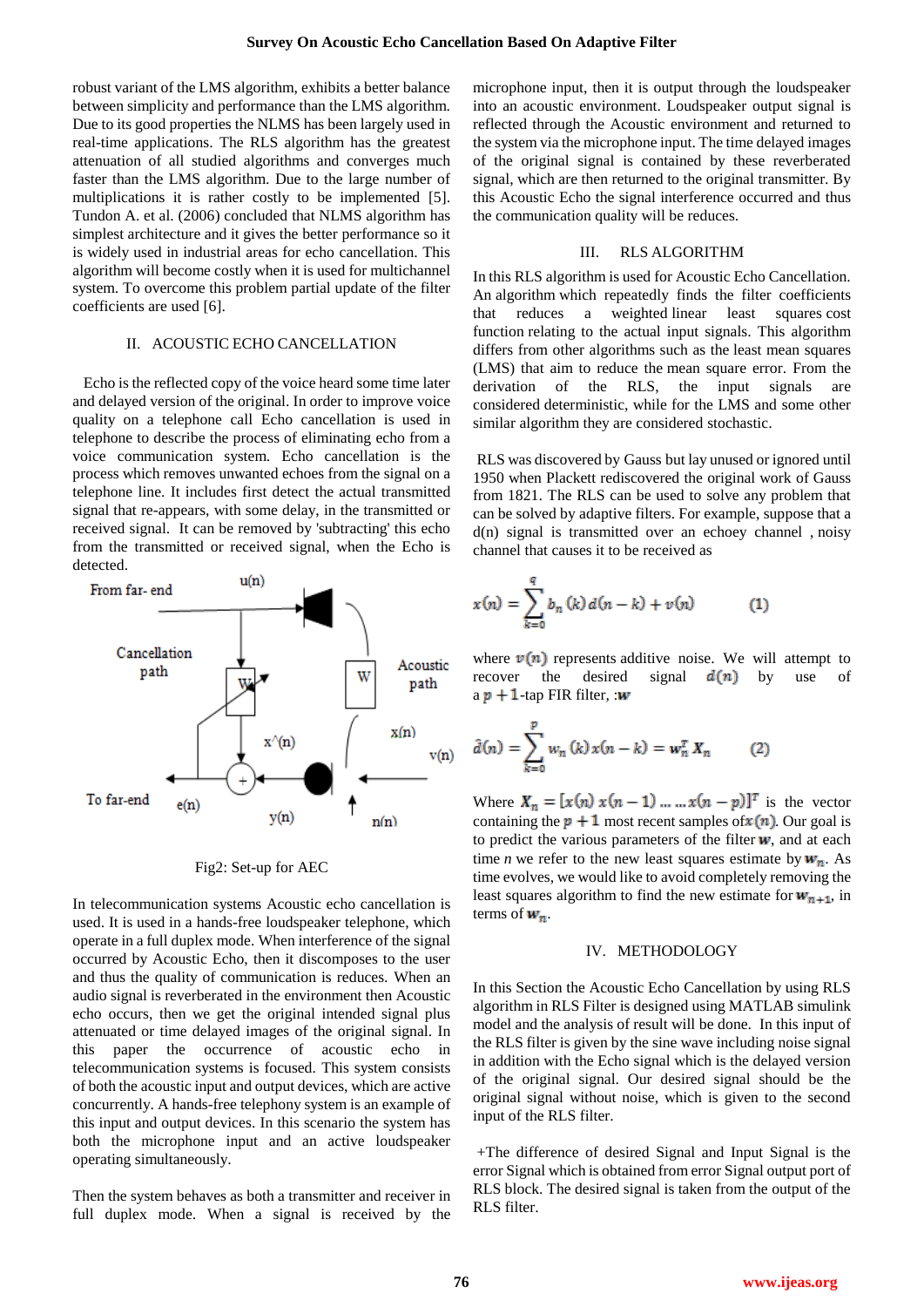robust variant of the LMS algorithm, exhibits a better balance between simplicity and performance than the LMS algorithm. Due to its good properties the NLMS has been largely used in real-time applications. The RLS algorithm has the greatest attenuation of all studied algorithms and converges much faster than the LMS algorithm. Due to the large number of multiplications it is rather costly to be implemented [5]. Tundon A. et al. (2006) concluded that NLMS algorithm has simplest architecture and it gives the better performance so it is widely used in industrial areas for echo cancellation. This algorithm will become costly when it is used for multichannel system. To overcome this problem partial update of the filter coefficients are used [6].

## II. ACOUSTIC ECHO CANCELLATION

Echo is the reflected copy of the voice heard some time later and delayed version of the original. In order to improve voice quality on a telephone call Echo cancellation is used in telephone to describe the process of eliminating echo from a voice communication system. Echo cancellation is the process which removes unwanted echoes from the signal on a telephone line. It includes first detect the actual transmitted signal that re-appears, with some delay, in the transmitted or received signal. It can be removed by 'subtracting' this echo from the transmitted or received signal, when the Echo is detected.

Fig2: Set-up for AEC

In telecommunication systems Acoustic echo cancellation is used. It is used in a hands-free loudspeaker telephone, which operate in a full duplex mode. When interference of the signal occurred by Acoustic Echo, then it discomposes to the user and thus the quality of communication is reduces. When an audio signal is reverberated in the environment then Acoustic echo occurs, then we get the original intended signal plus attenuated or time delayed images of the original signal. In this paper the occurrence of acoustic echo in telecommunication systems is focused. This system consists of both the acoustic input and output devices, which are active concurrently. A hands-free telephony system is an example of this input and output devices. In this scenario the system has both the microphone input and an active loudspeaker operating simultaneously.

Then the system behaves as both a transmitter and receiver in full duplex mode. When a signal is received by the microphone input, then it is output through the loudspeaker into an acoustic environment. Loudspeaker output signal is reflected through the Acoustic environment and returned to the system via the microphone input. The time delayed images of the original signal is contained by these reverberated signal, which are then returned to the original transmitter. By this Acoustic Echo the signal interference occurred and thus the communication quality will be reduces.

## III. RLS ALGORITHM

In this RLS algorithm is used for Acoustic Echo Cancellation. An algorithm which repeatedly finds the filter coefficients that reduces a weighted linear least squares cost function relating to the actual input signals. This algorithm differs from other algorithms such as the least mean squares (LMS) that aim to reduce the mean square error. From the derivation of the RLS, the input signals are considered deterministic, while for the LMS and some other similar algorithm they are considered stochastic.

RLS was discovered by Gauss but lay unused or ignored until 1950 when Plackett rediscovered the original work of Gauss from 1821. The RLS can be used to solve any problem that can be solved by adaptive filters. For example, suppose that a d(n) signal is transmitted over an echoey channel , noisy channel that causes it to be received as

$$x(n) = \sum_{k=0}^{q} b_n(k)\, d(n-k) + v(n) \qquad (1)$$

where $v(n)$ represents additive noise. We will attempt to recover the desired signal $d(n)$ by use of a $p+1$-tap FIR filter, :$w$

$$\hat{d}(n) = \sum_{k=0}^{p} w_n(k)\, x(n-k) = w_n^T X_n \qquad (2)$$

Where $X_n = [x(n)\ x(n-1) \dots \dots x(n-p)]^T$ is the vector containing the $p+1$ most recent samples of $x(n)$. Our goal is to predict the various parameters of the filter $w$, and at each time *n* we refer to the new least squares estimate by $w_n$. As time evolves, we would like to avoid completely removing the least squares algorithm to find the new estimate for $w_{n+1}$, in terms of $w_n$.

## IV. METHODOLOGY

In this Section the Acoustic Echo Cancellation by using RLS algorithm in RLS Filter is designed using MATLAB simulink model and the analysis of result will be done. In this input of the RLS filter is given by the sine wave including noise signal in addition with the Echo signal which is the delayed version of the original signal. Our desired signal should be the original signal without noise, which is given to the second input of the RLS filter.

+The difference of desired Signal and Input Signal is the error Signal which is obtained from error Signal output port of RLS block. The desired signal is taken from the output of the RLS filter.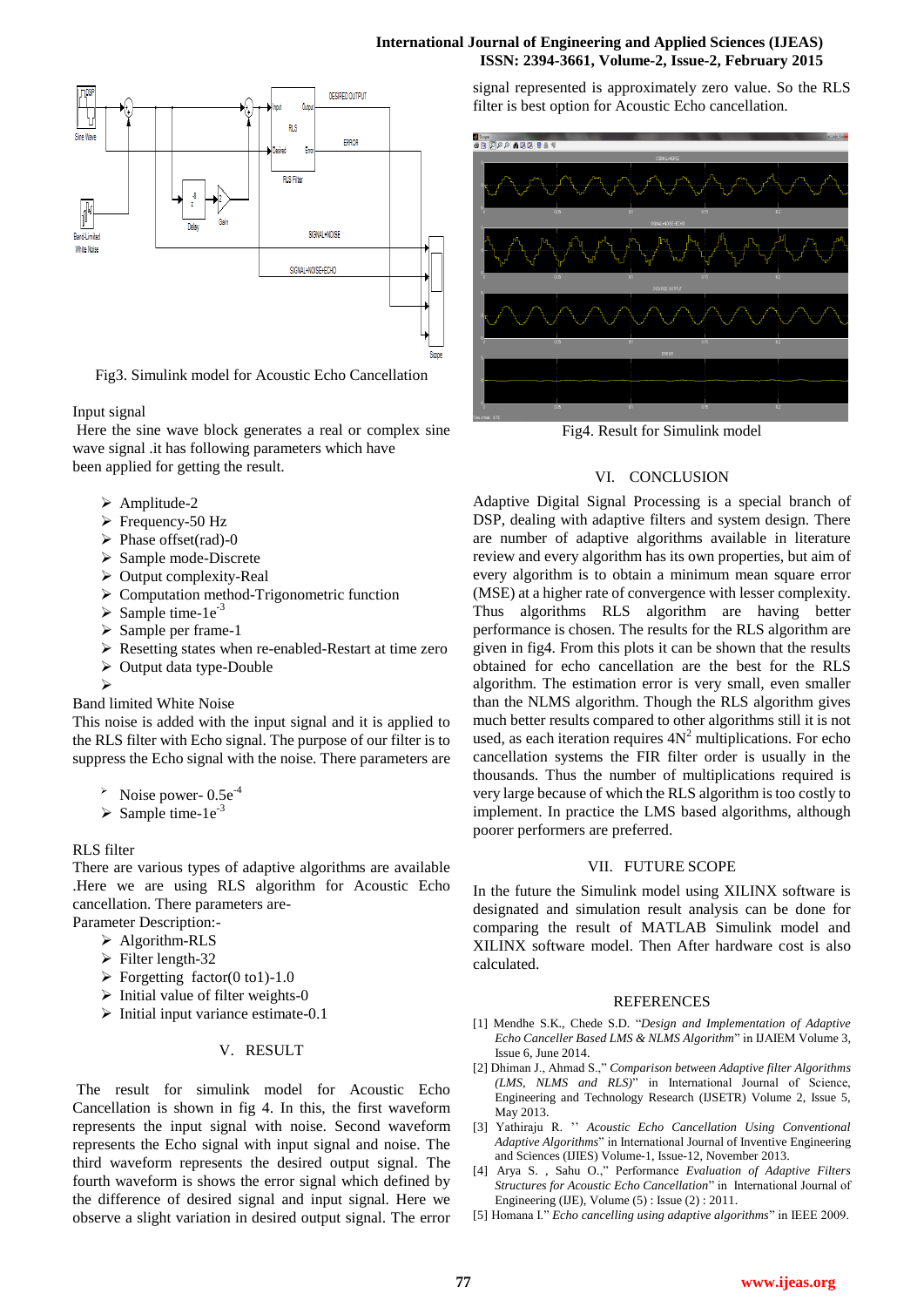Fig3. Simulink model for Acoustic Echo Cancellation

Input signal

Here the sine wave block generates a real or complex sine wave signal .it has following parameters which have been applied for getting the result.

- Amplitude-2
- Frequency-50 Hz
- Phase offset(rad)-0
- Sample mode-Discrete
- Output complexity-Real
- Computation method-Trigonometric function
- Sample time-$1e^{-3}$
- Sample per frame-1
- Resetting states when re-enabled-Restart at time zero
- Output data type-Double

Band limited White Noise

This noise is added with the input signal and it is applied to the RLS filter with Echo signal. The purpose of our filter is to suppress the Echo signal with the noise. There parameters are

- Noise power- $0.5e^{-4}$
- Sample time-$1e^{-3}$

RLS filter

There are various types of adaptive algorithms are available .Here we are using RLS algorithm for Acoustic Echo cancellation. There parameters are-

Parameter Description:-

- Algorithm-RLS
- Filter length-32
- Forgetting factor(0 to1)-1.0
- Initial value of filter weights-0
- Initial input variance estimate-0.1

## V. RESULT

The result for simulink model for Acoustic Echo Cancellation is shown in fig 4. In this, the first waveform represents the input signal with noise. Second waveform represents the Echo signal with input signal and noise. The third waveform represents the desired output signal. The fourth waveform is shows the error signal which defined by the difference of desired signal and input signal. Here we observe a slight variation in desired output signal. The error signal represented is approximately zero value. So the RLS filter is best option for Acoustic Echo cancellation.

Fig4. Result for Simulink model

## VI. CONCLUSION

Adaptive Digital Signal Processing is a special branch of DSP, dealing with adaptive filters and system design. There are number of adaptive algorithms available in literature review and every algorithm has its own properties, but aim of every algorithm is to obtain a minimum mean square error (MSE) at a higher rate of convergence with lesser complexity. Thus algorithms RLS algorithm are having better performance is chosen. The results for the RLS algorithm are given in fig4. From this plots it can be shown that the results obtained for echo cancellation are the best for the RLS algorithm. The estimation error is very small, even smaller than the NLMS algorithm. Though the RLS algorithm gives much better results compared to other algorithms still it is not used, as each iteration requires $4N^2$ multiplications. For echo cancellation systems the FIR filter order is usually in the thousands. Thus the number of multiplications required is very large because of which the RLS algorithm is too costly to implement. In practice the LMS based algorithms, although poorer performers are preferred.

## VII. FUTURE SCOPE

In the future the Simulink model using XILINX software is designated and simulation result analysis can be done for comparing the result of MATLAB Simulink model and XILINX software model. Then After hardware cost is also calculated.

## REFERENCES

[1] Mendhe S.K., Chede S.D. "*Design and Implementation of Adaptive Echo Canceller Based LMS & NLMS Algorithm*" in IJAIEM Volume 3, Issue 6, June 2014.

[2] Dhiman J., Ahmad S.," *Comparison between Adaptive filter Algorithms (LMS, NLMS and RLS)*" in International Journal of Science, Engineering and Technology Research (IJSETR) Volume 2, Issue 5, May 2013.

[3] Yathiraju R. '' *Acoustic Echo Cancellation Using Conventional Adaptive Algorithms*" in International Journal of Inventive Engineering and Sciences (IJIES) Volume-1, Issue-12, November 2013.

[4] Arya S. , Sahu O.," Performance *Evaluation of Adaptive Filters Structures for Acoustic Echo Cancellation*" in International Journal of Engineering (IJE), Volume (5) : Issue (2) : 2011.

[5] Homana I." *Echo cancelling using adaptive algorithms*" in IEEE 2009.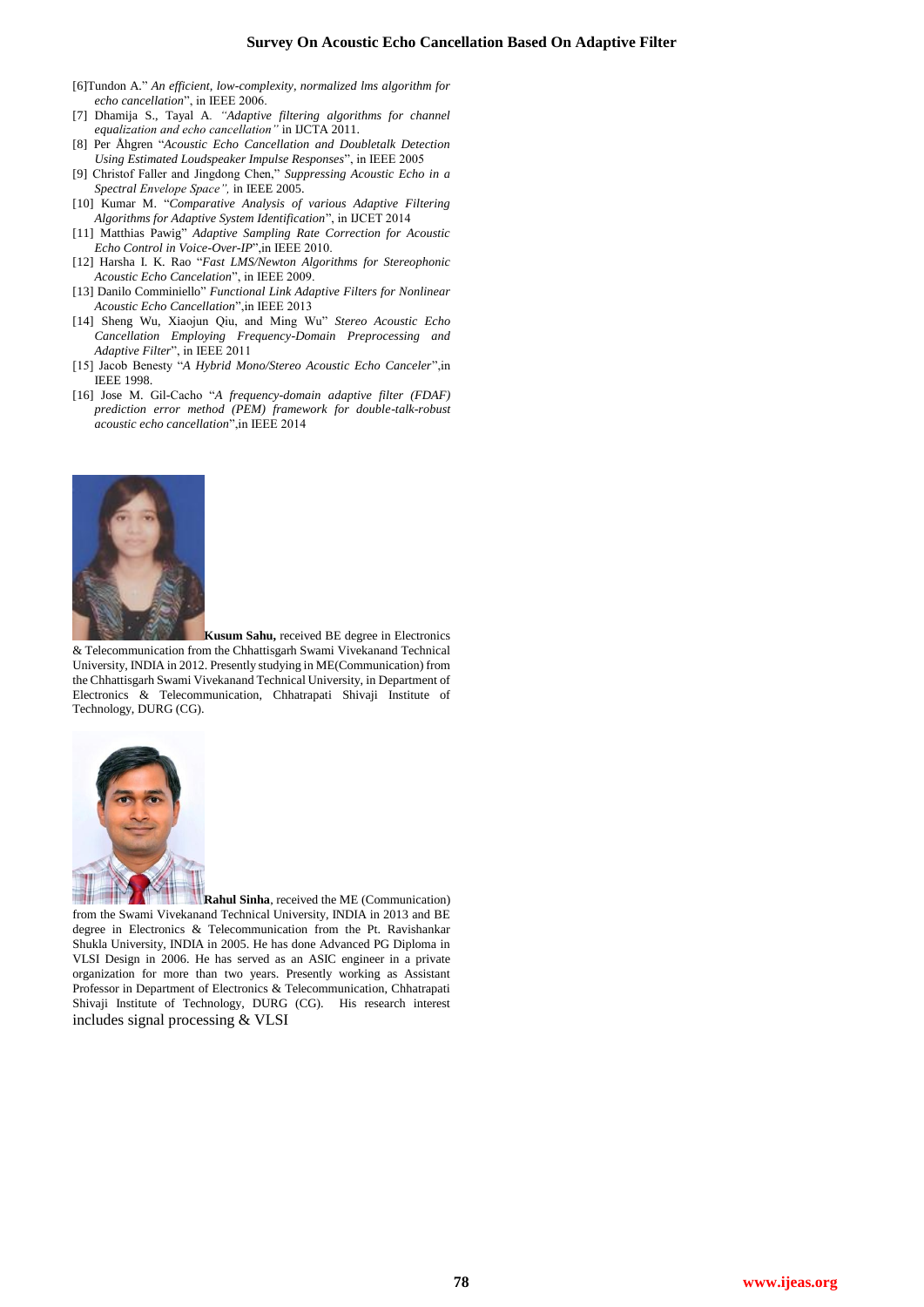[6]Tundon A." *An efficient, low-complexity, normalized lms algorithm for echo cancellation*", in IEEE 2006.

[7] Dhamija S., Tayal A. *"Adaptive filtering algorithms for channel equalization and echo cancellation"* in IJCTA 2011.

[8] Per Åhgren "*Acoustic Echo Cancellation and Doubletalk Detection Using Estimated Loudspeaker Impulse Responses*", in IEEE 2005

[9] Christof Faller and Jingdong Chen," *Suppressing Acoustic Echo in a Spectral Envelope Space",* in IEEE 2005.

[10] Kumar M. "*Comparative Analysis of various Adaptive Filtering Algorithms for Adaptive System Identification*", in IJCET 2014

[11] Matthias Pawig" *Adaptive Sampling Rate Correction for Acoustic Echo Control in Voice-Over-IP*",in IEEE 2010.

[12] Harsha I. K. Rao "*Fast LMS/Newton Algorithms for Stereophonic Acoustic Echo Cancelation*", in IEEE 2009.

[13] Danilo Comminiello" *Functional Link Adaptive Filters for Nonlinear Acoustic Echo Cancellation*",in IEEE 2013

[14] Sheng Wu, Xiaojun Qiu, and Ming Wu" *Stereo Acoustic Echo Cancellation Employing Frequency-Domain Preprocessing and Adaptive Filter*", in IEEE 2011

[15] Jacob Benesty "*A Hybrid Mono/Stereo Acoustic Echo Canceler*",in IEEE 1998.

[16] Jose M. Gil-Cacho "*A frequency-domain adaptive filter (FDAF) prediction error method (PEM) framework for double-talk-robust acoustic echo cancellation*",in IEEE 2014

**Kusum Sahu,** received BE degree in Electronics & Telecommunication from the Chhattisgarh Swami Vivekanand Technical University, INDIA in 2012. Presently studying in ME(Communication) from the Chhattisgarh Swami Vivekanand Technical University, in Department of Electronics & Telecommunication, Chhatrapati Shivaji Institute of Technology, DURG (CG).

**Rahul Sinha**, received the ME (Communication) from the Swami Vivekanand Technical University, INDIA in 2013 and BE degree in Electronics & Telecommunication from the Pt. Ravishankar Shukla University, INDIA in 2005. He has done Advanced PG Diploma in VLSI Design in 2006. He has served as an ASIC engineer in a private organization for more than two years. Presently working as Assistant Professor in Department of Electronics & Telecommunication, Chhatrapati Shivaji Institute of Technology, DURG (CG). His research interest includes signal processing & VLSI